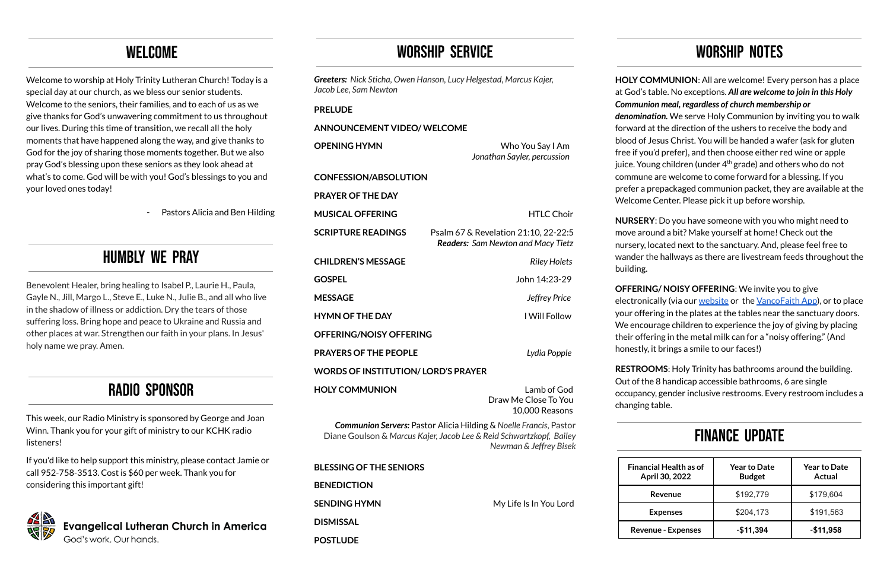# WELCOME

Welcome to worship at Holy Trinity Lutheran Church! Today is a special day at our church, as we bless our senior students. Welcome to the seniors, their families, and to each of us as we give thanks for God's unwavering commitment to us throughout our lives. During this time of transition, we recall all the holy moments that have happened along the way, and give thanks to God for the joy of sharing those moments together. But we also pray God's blessing upon these seniors as they look ahead at what's to come. God will be with you! God's blessings to you and your loved ones today!

- Pastors Alicia and Ben Hilding

# HUMBLY WE PRAY

Benevolent Healer, bring healing to Isabel P., Laurie H., Paula, Gayle N., Jill, Margo L., Steve E., Luke N., Julie B., and all who live in the shadow of illness or addiction. Dry the tears of those suffering loss. Bring hope and peace to Ukraine and Russia and other places at war. Strengthen our faith in your plans. In Jesus' holy name we pray. Amen.

# RADIO SPONSOR

This week, our Radio Ministry is sponsored by George and Joan Winn. Thank you for your gift of ministry to our KCHK radio listeners!

If you'd like to help support this ministry, please contact Jamie or call 952-758-3513. Cost is $60 per week. Thank you for considering this important gift!

**Evangelical Lutheran Church in America**
God's work. Our hands.

# WORSHIP SERVICE

***Greeters:*** *Nick Sticha, Owen Hanson, Lucy Helgestad, Marcus Kajer, Jacob Lee, Sam Newton*

**PRELUDE**

**ANNOUNCEMENT VIDEO/ WELCOME**

**OPENING HYMN** — Who You Say I Am
*Jonathan Sayler, percussion*

**CONFESSION/ABSOLUTION**

**PRAYER OF THE DAY**

**MUSICAL OFFERING** — HTLC Choir

**SCRIPTURE READINGS** — Psalm 67 & Revelation 21:10, 22-22:5
***Readers:*** *Sam Newton and Macy Tietz*

**CHILDREN'S MESSAGE** — *Riley Holets*

**GOSPEL** — John 14:23-29

**MESSAGE** — *Jeffrey Price*

**HYMN OF THE DAY** — I Will Follow

**OFFERING/NOISY OFFERING**

**PRAYERS OF THE PEOPLE** — *Lydia Popple*

**WORDS OF INSTITUTION/ LORD'S PRAYER**

**HOLY COMMUNION** — Lamb of God
Draw Me Close To You
10,000 Reasons

***Communion Servers:*** Pastor Alicia Hilding & *Noelle Francis*, Pastor Diane Goulson & *Marcus Kajer, Jacob Lee & Reid Schwartzkopf, Bailey Newman & Jeffrey Bisek*

**BLESSING OF THE SENIORS**

**BENEDICTION**

**SENDING HYMN** — My Life Is In You Lord

**DISMISSAL**

**POSTLUDE**

# WORSHIP NOTES

**HOLY COMMUNION**: All are welcome! Every person has a place at God's table. No exceptions. ***All are welcome to join in this Holy Communion meal, regardless of church membership or denomination.*** We serve Holy Communion by inviting you to walk forward at the direction of the ushers to receive the body and blood of Jesus Christ. You will be handed a wafer (ask for gluten free if you'd prefer), and then choose either red wine or apple juice. Young children (under 4th grade) and others who do not commune are welcome to come forward for a blessing. If you prefer a prepackaged communion packet, they are available at the Welcome Center. Please pick it up before worship.

**NURSERY**: Do you have someone with you who might need to move around a bit? Make yourself at home! Check out the nursery, located next to the sanctuary. And, please feel free to wander the hallways as there are livestream feeds throughout the building.

**OFFERING/ NOISY OFFERING**: We invite you to give electronically (via our website or the VancoFaith App), or to place your offering in the plates at the tables near the sanctuary doors. We encourage children to experience the joy of giving by placing their offering in the metal milk can for a "noisy offering." (And honestly, it brings a smile to our faces!)

**RESTROOMS**: Holy Trinity has bathrooms around the building. Out of the 8 handicap accessible bathrooms, 6 are single occupancy, gender inclusive restrooms. Every restroom includes a changing table.

# FINANCE UPDATE

| Financial Health as of April 30, 2022 | Year to Date Budget | Year to Date Actual |
|---|---|---|
| **Revenue** | $192,779 | $179,604 |
| **Expenses** | $204,173 | $191,563 |
| **Revenue - Expenses** | **-$11,394** | **-$11,958** |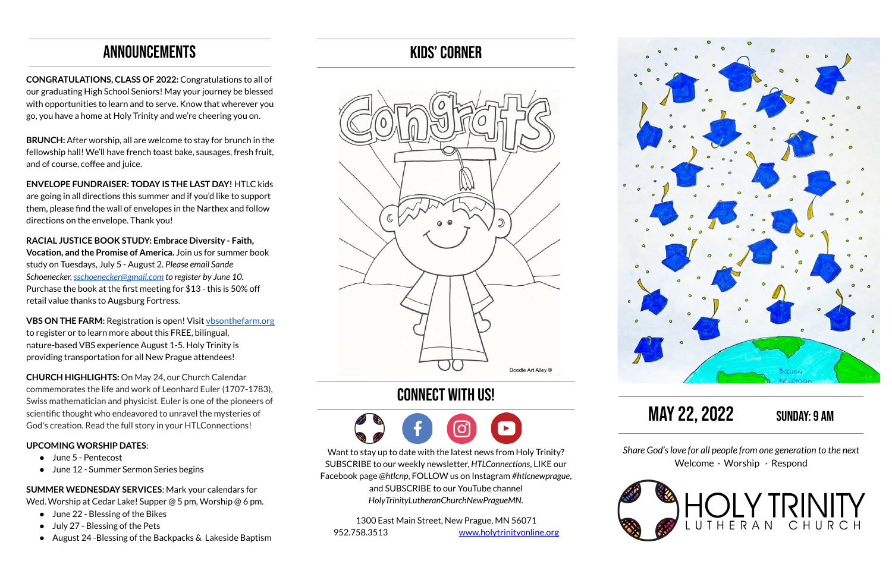## ANNOUNCEMENTS

**CONGRATULATIONS, CLASS OF 2022:** Congratulations to all of our graduating High School Seniors! May your journey be blessed with opportunities to learn and to serve. Know that wherever you go, you have a home at Holy Trinity and we're cheering you on.

**BRUNCH:** After worship, all are welcome to stay for brunch in the fellowship hall! We'll have french toast bake, sausages, fresh fruit, and of course, coffee and juice.

**ENVELOPE FUNDRAISER: TODAY IS THE LAST DAY!** HTLC kids are going in all directions this summer and if you'd like to support them, please find the wall of envelopes in the Narthex and follow directions on the envelope. Thank you!

**RACIAL JUSTICE BOOK STUDY: Embrace Diversity - Faith, Vocation, and the Promise of America.** Join us for summer book study on Tuesdays, July 5 - August 2. *Please email Sande Schoenecker, ssschoenecker@gmail.com to register by June 10.* Purchase the book at the first meeting for $13 - this is 50% off retail value thanks to Augsburg Fortress.

**VBS ON THE FARM:** Registration is open! Visit vbsonthefarm.org to register or to learn more about this FREE, bilingual, nature-based VBS experience August 1-5. Holy Trinity is providing transportation for all New Prague attendees!

**CHURCH HIGHLIGHTS:** On May 24, our Church Calendar commemorates the life and work of Leonhard Euler (1707-1783), Swiss mathematician and physicist. Euler is one of the pioneers of scientific thought who endeavored to unravel the mysteries of God's creation. Read the full story in your HTLConnections!

**UPCOMING WORSHIP DATES**:

- June 5 - Pentecost
- June 12 - Summer Sermon Series begins

**SUMMER WEDNESDAY SERVICES**: Mark your calendars for Wed. Worship at Cedar Lake! Supper @ 5 pm, Worship @ 6 pm.

- June 22 - Blessing of the Bikes
- July 27 - Blessing of the Pets
- August 24 -Blessing of the Backpacks & Lakeside Baptism

## KIDS' CORNER

Congrats

Doodle Art Alley ©

## CONNECT WITH US!

Want to stay up to date with the latest news from Holy Trinity? SUBSCRIBE to our weekly newsletter, *HTLConnections*, LIKE our Facebook page *@htlcnp*, FOLLOW us on Instagram *#htlcnewprague*, and SUBSCRIBE to our YouTube channel *HolyTrinityLutheranChurchNewPragueMN*.

1300 East Main Street, New Prague, MN 56071
952.758.3513 www.holytrinityonline.org

Bailey Newman

# MAY 22, 2022

**SUNDAY: 9 AM**

*Share God's love for all people from one generation to the next*

Welcome · Worship · Respond

HOLY TRINITY
LUTHERAN CHURCH